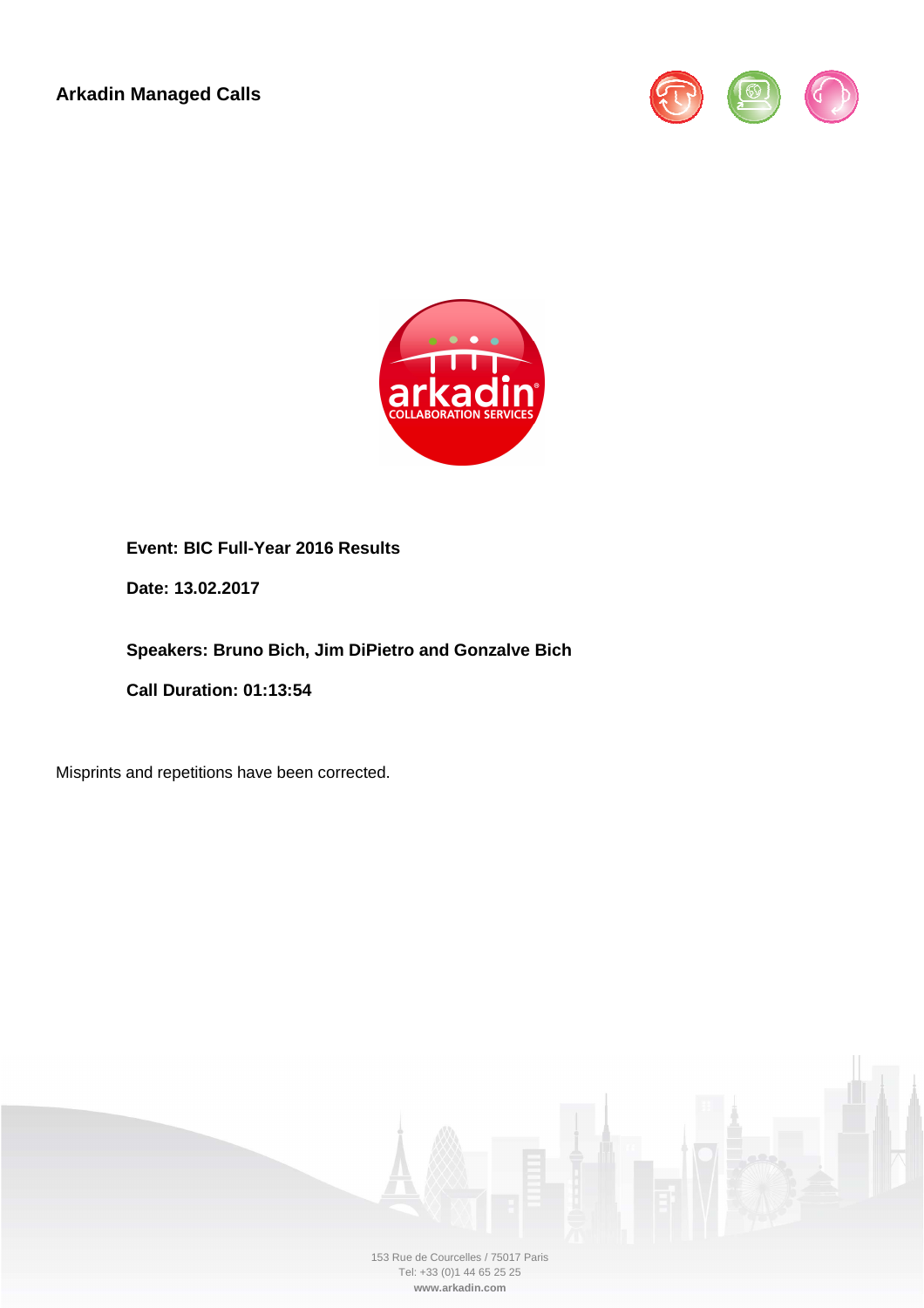**Arkadin Managed Calls**

**Event: BIC Full-Year 2016 Results**

**Date: 13.02.2017**

**Speakers: Bruno Bich, Jim DiPietro and Gonzalve Bich**

**Call Duration: 01:13:54**

Misprints and repetitions have been corrected.

153 Rue de Courcelles / 75017 Paris
Tel: +33 (0)1 44 65 25 25
**www.arkadin.com**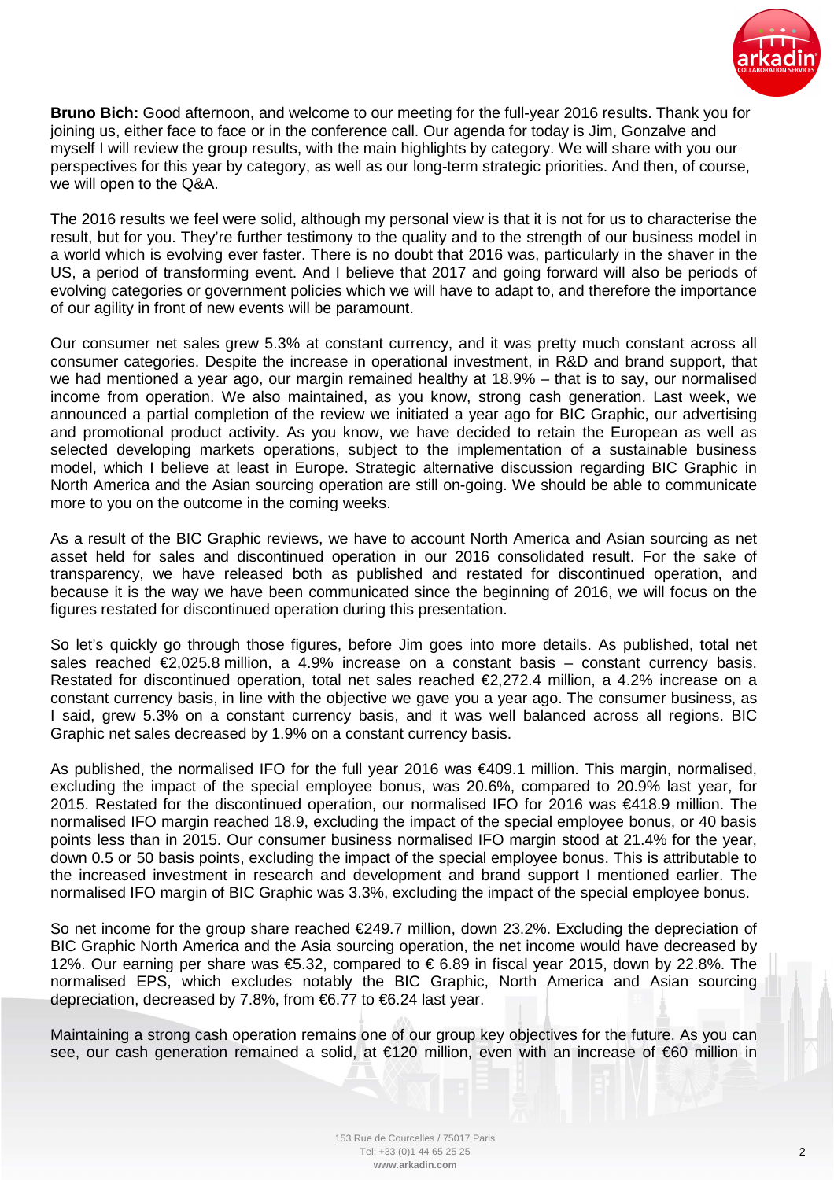**Bruno Bich:** Good afternoon, and welcome to our meeting for the full-year 2016 results. Thank you for joining us, either face to face or in the conference call. Our agenda for today is Jim, Gonzalve and myself I will review the group results, with the main highlights by category. We will share with you our perspectives for this year by category, as well as our long-term strategic priorities. And then, of course, we will open to the Q&A.

The 2016 results we feel were solid, although my personal view is that it is not for us to characterise the result, but for you. They're further testimony to the quality and to the strength of our business model in a world which is evolving ever faster. There is no doubt that 2016 was, particularly in the shaver in the US, a period of transforming event. And I believe that 2017 and going forward will also be periods of evolving categories or government policies which we will have to adapt to, and therefore the importance of our agility in front of new events will be paramount.

Our consumer net sales grew 5.3% at constant currency, and it was pretty much constant across all consumer categories. Despite the increase in operational investment, in R&D and brand support, that we had mentioned a year ago, our margin remained healthy at 18.9% – that is to say, our normalised income from operation. We also maintained, as you know, strong cash generation. Last week, we announced a partial completion of the review we initiated a year ago for BIC Graphic, our advertising and promotional product activity. As you know, we have decided to retain the European as well as selected developing markets operations, subject to the implementation of a sustainable business model, which I believe at least in Europe. Strategic alternative discussion regarding BIC Graphic in North America and the Asian sourcing operation are still on-going. We should be able to communicate more to you on the outcome in the coming weeks.

As a result of the BIC Graphic reviews, we have to account North America and Asian sourcing as net asset held for sales and discontinued operation in our 2016 consolidated result. For the sake of transparency, we have released both as published and restated for discontinued operation, and because it is the way we have been communicated since the beginning of 2016, we will focus on the figures restated for discontinued operation during this presentation.

So let's quickly go through those figures, before Jim goes into more details. As published, total net sales reached €2,025.8 million, a 4.9% increase on a constant basis – constant currency basis. Restated for discontinued operation, total net sales reached €2,272.4 million, a 4.2% increase on a constant currency basis, in line with the objective we gave you a year ago. The consumer business, as I said, grew 5.3% on a constant currency basis, and it was well balanced across all regions. BIC Graphic net sales decreased by 1.9% on a constant currency basis.

As published, the normalised IFO for the full year 2016 was €409.1 million. This margin, normalised, excluding the impact of the special employee bonus, was 20.6%, compared to 20.9% last year, for 2015. Restated for the discontinued operation, our normalised IFO for 2016 was €418.9 million. The normalised IFO margin reached 18.9, excluding the impact of the special employee bonus, or 40 basis points less than in 2015. Our consumer business normalised IFO margin stood at 21.4% for the year, down 0.5 or 50 basis points, excluding the impact of the special employee bonus. This is attributable to the increased investment in research and development and brand support I mentioned earlier. The normalised IFO margin of BIC Graphic was 3.3%, excluding the impact of the special employee bonus.

So net income for the group share reached €249.7 million, down 23.2%. Excluding the depreciation of BIC Graphic North America and the Asia sourcing operation, the net income would have decreased by 12%. Our earning per share was €5.32, compared to € 6.89 in fiscal year 2015, down by 22.8%. The normalised EPS, which excludes notably the BIC Graphic, North America and Asian sourcing depreciation, decreased by 7.8%, from €6.77 to €6.24 last year.

Maintaining a strong cash operation remains one of our group key objectives for the future. As you can see, our cash generation remained a solid, at €120 million, even with an increase of €60 million in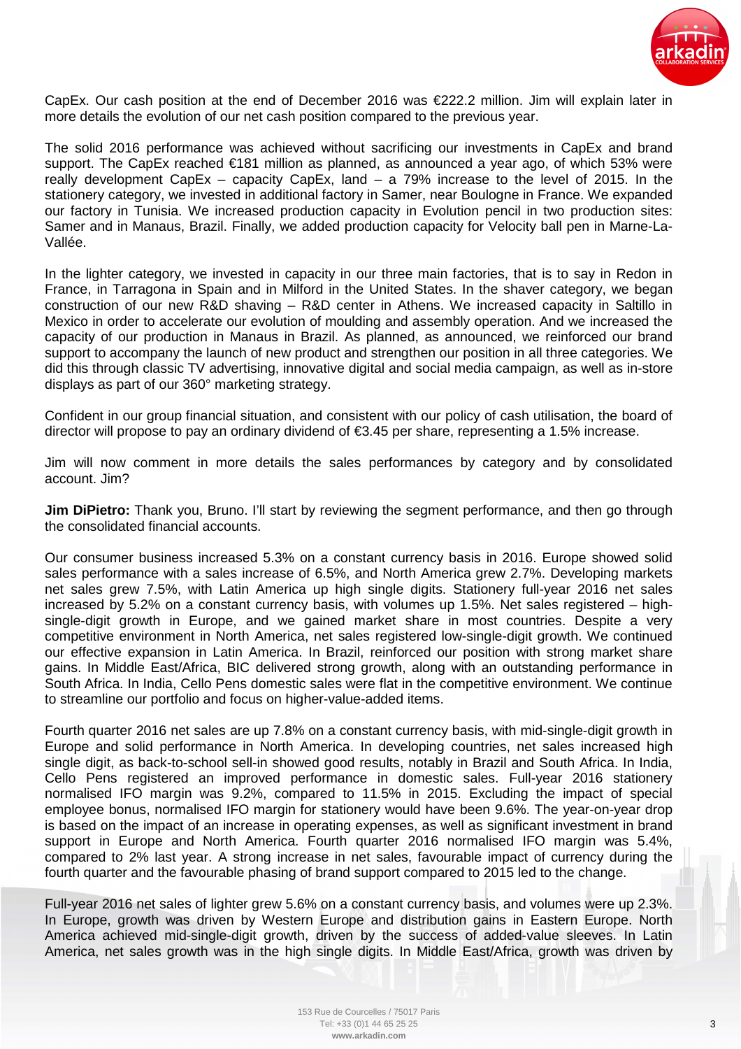CapEx. Our cash position at the end of December 2016 was €222.2 million. Jim will explain later in more details the evolution of our net cash position compared to the previous year.

The solid 2016 performance was achieved without sacrificing our investments in CapEx and brand support. The CapEx reached €181 million as planned, as announced a year ago, of which 53% were really development CapEx – capacity CapEx, land – a 79% increase to the level of 2015. In the stationery category, we invested in additional factory in Samer, near Boulogne in France. We expanded our factory in Tunisia. We increased production capacity in Evolution pencil in two production sites: Samer and in Manaus, Brazil. Finally, we added production capacity for Velocity ball pen in Marne-La-Vallée.

In the lighter category, we invested in capacity in our three main factories, that is to say in Redon in France, in Tarragona in Spain and in Milford in the United States. In the shaver category, we began construction of our new R&D shaving – R&D center in Athens. We increased capacity in Saltillo in Mexico in order to accelerate our evolution of moulding and assembly operation. And we increased the capacity of our production in Manaus in Brazil. As planned, as announced, we reinforced our brand support to accompany the launch of new product and strengthen our position in all three categories. We did this through classic TV advertising, innovative digital and social media campaign, as well as in-store displays as part of our 360° marketing strategy.

Confident in our group financial situation, and consistent with our policy of cash utilisation, the board of director will propose to pay an ordinary dividend of €3.45 per share, representing a 1.5% increase.

Jim will now comment in more details the sales performances by category and by consolidated account. Jim?

**Jim DiPietro:** Thank you, Bruno. I'll start by reviewing the segment performance, and then go through the consolidated financial accounts.

Our consumer business increased 5.3% on a constant currency basis in 2016. Europe showed solid sales performance with a sales increase of 6.5%, and North America grew 2.7%. Developing markets net sales grew 7.5%, with Latin America up high single digits. Stationery full-year 2016 net sales increased by 5.2% on a constant currency basis, with volumes up 1.5%. Net sales registered – high-single-digit growth in Europe, and we gained market share in most countries. Despite a very competitive environment in North America, net sales registered low-single-digit growth. We continued our effective expansion in Latin America. In Brazil, reinforced our position with strong market share gains. In Middle East/Africa, BIC delivered strong growth, along with an outstanding performance in South Africa. In India, Cello Pens domestic sales were flat in the competitive environment. We continue to streamline our portfolio and focus on higher-value-added items.

Fourth quarter 2016 net sales are up 7.8% on a constant currency basis, with mid-single-digit growth in Europe and solid performance in North America. In developing countries, net sales increased high single digit, as back-to-school sell-in showed good results, notably in Brazil and South Africa. In India, Cello Pens registered an improved performance in domestic sales. Full-year 2016 stationery normalised IFO margin was 9.2%, compared to 11.5% in 2015. Excluding the impact of special employee bonus, normalised IFO margin for stationery would have been 9.6%. The year-on-year drop is based on the impact of an increase in operating expenses, as well as significant investment in brand support in Europe and North America. Fourth quarter 2016 normalised IFO margin was 5.4%, compared to 2% last year. A strong increase in net sales, favourable impact of currency during the fourth quarter and the favourable phasing of brand support compared to 2015 led to the change.

Full-year 2016 net sales of lighter grew 5.6% on a constant currency basis, and volumes were up 2.3%. In Europe, growth was driven by Western Europe and distribution gains in Eastern Europe. North America achieved mid-single-digit growth, driven by the success of added-value sleeves. In Latin America, net sales growth was in the high single digits. In Middle East/Africa, growth was driven by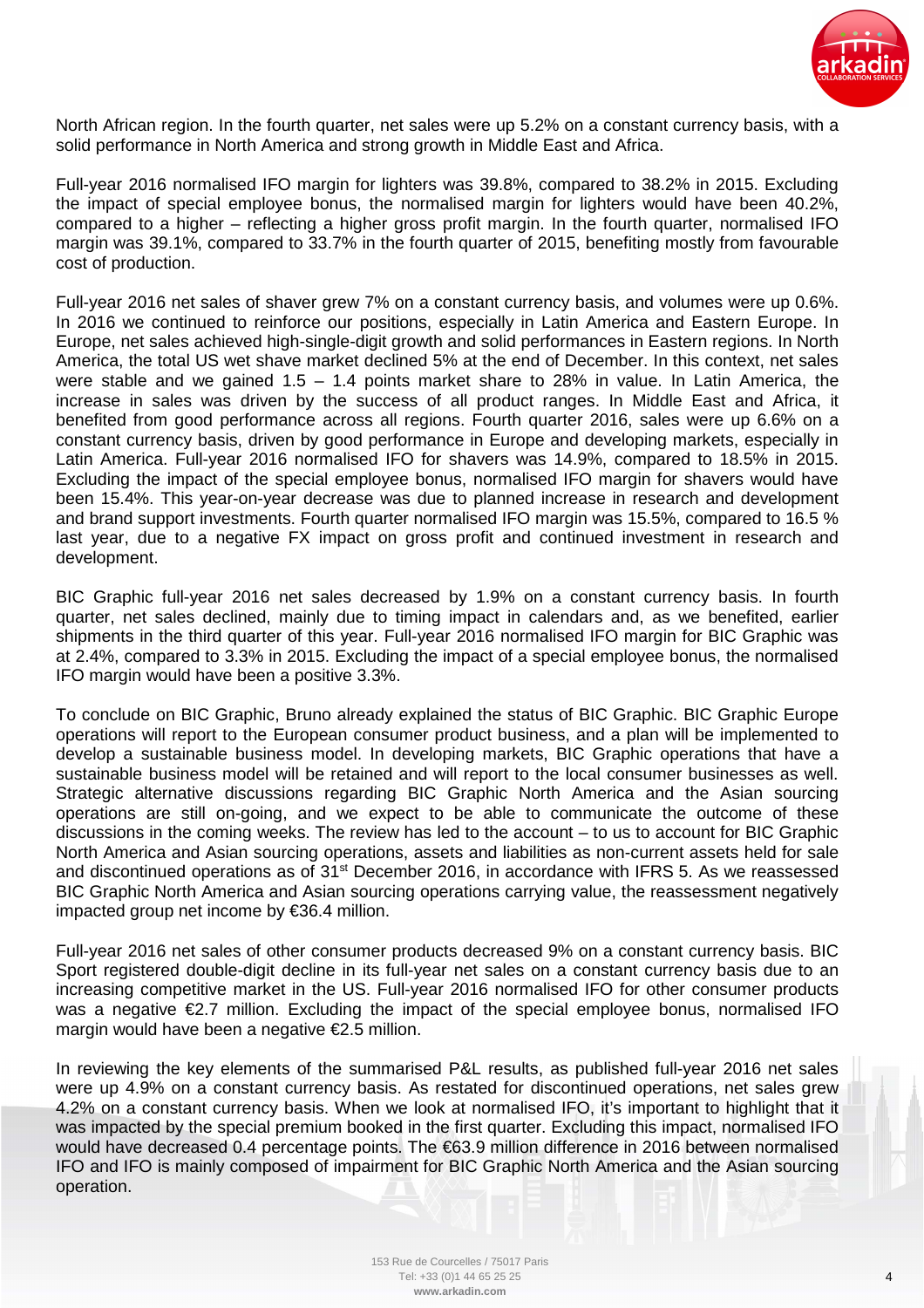North African region. In the fourth quarter, net sales were up 5.2% on a constant currency basis, with a solid performance in North America and strong growth in Middle East and Africa.

Full-year 2016 normalised IFO margin for lighters was 39.8%, compared to 38.2% in 2015. Excluding the impact of special employee bonus, the normalised margin for lighters would have been 40.2%, compared to a higher – reflecting a higher gross profit margin. In the fourth quarter, normalised IFO margin was 39.1%, compared to 33.7% in the fourth quarter of 2015, benefiting mostly from favourable cost of production.

Full-year 2016 net sales of shaver grew 7% on a constant currency basis, and volumes were up 0.6%. In 2016 we continued to reinforce our positions, especially in Latin America and Eastern Europe. In Europe, net sales achieved high-single-digit growth and solid performances in Eastern regions. In North America, the total US wet shave market declined 5% at the end of December. In this context, net sales were stable and we gained 1.5 – 1.4 points market share to 28% in value. In Latin America, the increase in sales was driven by the success of all product ranges. In Middle East and Africa, it benefited from good performance across all regions. Fourth quarter 2016, sales were up 6.6% on a constant currency basis, driven by good performance in Europe and developing markets, especially in Latin America. Full-year 2016 normalised IFO for shavers was 14.9%, compared to 18.5% in 2015. Excluding the impact of the special employee bonus, normalised IFO margin for shavers would have been 15.4%. This year-on-year decrease was due to planned increase in research and development and brand support investments. Fourth quarter normalised IFO margin was 15.5%, compared to 16.5 % last year, due to a negative FX impact on gross profit and continued investment in research and development.

BIC Graphic full-year 2016 net sales decreased by 1.9% on a constant currency basis. In fourth quarter, net sales declined, mainly due to timing impact in calendars and, as we benefited, earlier shipments in the third quarter of this year. Full-year 2016 normalised IFO margin for BIC Graphic was at 2.4%, compared to 3.3% in 2015. Excluding the impact of a special employee bonus, the normalised IFO margin would have been a positive 3.3%.

To conclude on BIC Graphic, Bruno already explained the status of BIC Graphic. BIC Graphic Europe operations will report to the European consumer product business, and a plan will be implemented to develop a sustainable business model. In developing markets, BIC Graphic operations that have a sustainable business model will be retained and will report to the local consumer businesses as well. Strategic alternative discussions regarding BIC Graphic North America and the Asian sourcing operations are still on-going, and we expect to be able to communicate the outcome of these discussions in the coming weeks. The review has led to the account – to us to account for BIC Graphic North America and Asian sourcing operations, assets and liabilities as non-current assets held for sale and discontinued operations as of 31st December 2016, in accordance with IFRS 5. As we reassessed BIC Graphic North America and Asian sourcing operations carrying value, the reassessment negatively impacted group net income by €36.4 million.

Full-year 2016 net sales of other consumer products decreased 9% on a constant currency basis. BIC Sport registered double-digit decline in its full-year net sales on a constant currency basis due to an increasing competitive market in the US. Full-year 2016 normalised IFO for other consumer products was a negative €2.7 million. Excluding the impact of the special employee bonus, normalised IFO margin would have been a negative €2.5 million.

In reviewing the key elements of the summarised P&L results, as published full-year 2016 net sales were up 4.9% on a constant currency basis. As restated for discontinued operations, net sales grew 4.2% on a constant currency basis. When we look at normalised IFO, it's important to highlight that it was impacted by the special premium booked in the first quarter. Excluding this impact, normalised IFO would have decreased 0.4 percentage points. The €63.9 million difference in 2016 between normalised IFO and IFO is mainly composed of impairment for BIC Graphic North America and the Asian sourcing operation.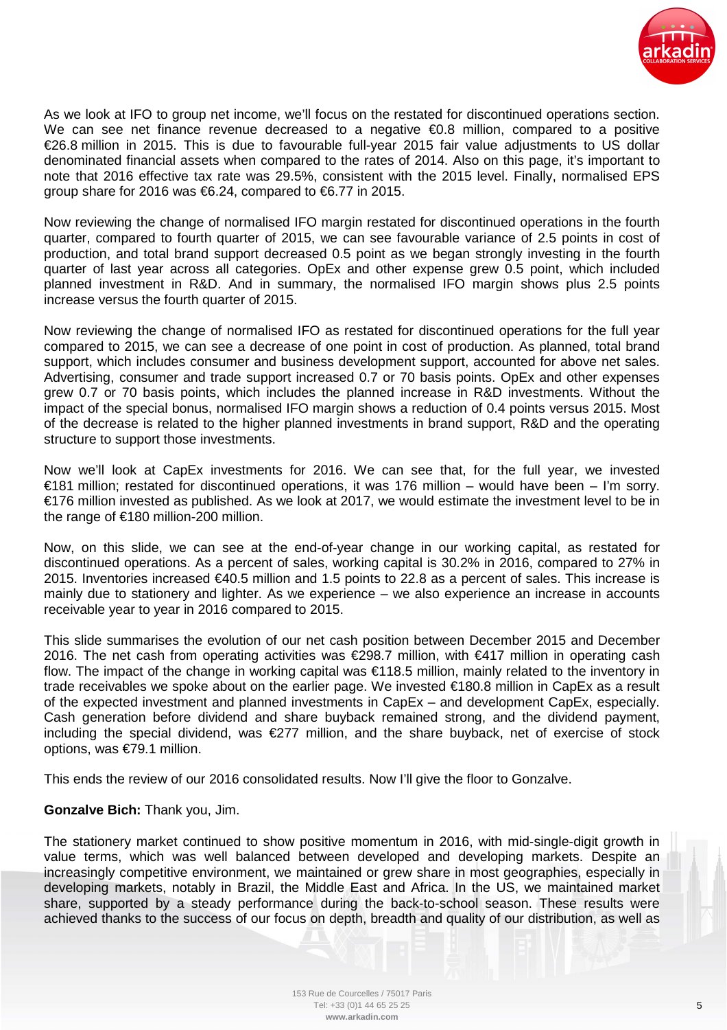As we look at IFO to group net income, we'll focus on the restated for discontinued operations section. We can see net finance revenue decreased to a negative €0.8 million, compared to a positive €26.8 million in 2015. This is due to favourable full-year 2015 fair value adjustments to US dollar denominated financial assets when compared to the rates of 2014. Also on this page, it's important to note that 2016 effective tax rate was 29.5%, consistent with the 2015 level. Finally, normalised EPS group share for 2016 was €6.24, compared to €6.77 in 2015.

Now reviewing the change of normalised IFO margin restated for discontinued operations in the fourth quarter, compared to fourth quarter of 2015, we can see favourable variance of 2.5 points in cost of production, and total brand support decreased 0.5 point as we began strongly investing in the fourth quarter of last year across all categories. OpEx and other expense grew 0.5 point, which included planned investment in R&D. And in summary, the normalised IFO margin shows plus 2.5 points increase versus the fourth quarter of 2015.

Now reviewing the change of normalised IFO as restated for discontinued operations for the full year compared to 2015, we can see a decrease of one point in cost of production. As planned, total brand support, which includes consumer and business development support, accounted for above net sales. Advertising, consumer and trade support increased 0.7 or 70 basis points. OpEx and other expenses grew 0.7 or 70 basis points, which includes the planned increase in R&D investments. Without the impact of the special bonus, normalised IFO margin shows a reduction of 0.4 points versus 2015. Most of the decrease is related to the higher planned investments in brand support, R&D and the operating structure to support those investments.

Now we'll look at CapEx investments for 2016. We can see that, for the full year, we invested €181 million; restated for discontinued operations, it was 176 million – would have been – I'm sorry. €176 million invested as published. As we look at 2017, we would estimate the investment level to be in the range of €180 million-200 million.

Now, on this slide, we can see at the end-of-year change in our working capital, as restated for discontinued operations. As a percent of sales, working capital is 30.2% in 2016, compared to 27% in 2015. Inventories increased €40.5 million and 1.5 points to 22.8 as a percent of sales. This increase is mainly due to stationery and lighter. As we experience – we also experience an increase in accounts receivable year to year in 2016 compared to 2015.

This slide summarises the evolution of our net cash position between December 2015 and December 2016. The net cash from operating activities was €298.7 million, with €417 million in operating cash flow. The impact of the change in working capital was €118.5 million, mainly related to the inventory in trade receivables we spoke about on the earlier page. We invested €180.8 million in CapEx as a result of the expected investment and planned investments in CapEx – and development CapEx, especially. Cash generation before dividend and share buyback remained strong, and the dividend payment, including the special dividend, was €277 million, and the share buyback, net of exercise of stock options, was €79.1 million.

This ends the review of our 2016 consolidated results. Now I'll give the floor to Gonzalve.

**Gonzalve Bich:** Thank you, Jim.

The stationery market continued to show positive momentum in 2016, with mid-single-digit growth in value terms, which was well balanced between developed and developing markets. Despite an increasingly competitive environment, we maintained or grew share in most geographies, especially in developing markets, notably in Brazil, the Middle East and Africa. In the US, we maintained market share, supported by a steady performance during the back-to-school season. These results were achieved thanks to the success of our focus on depth, breadth and quality of our distribution, as well as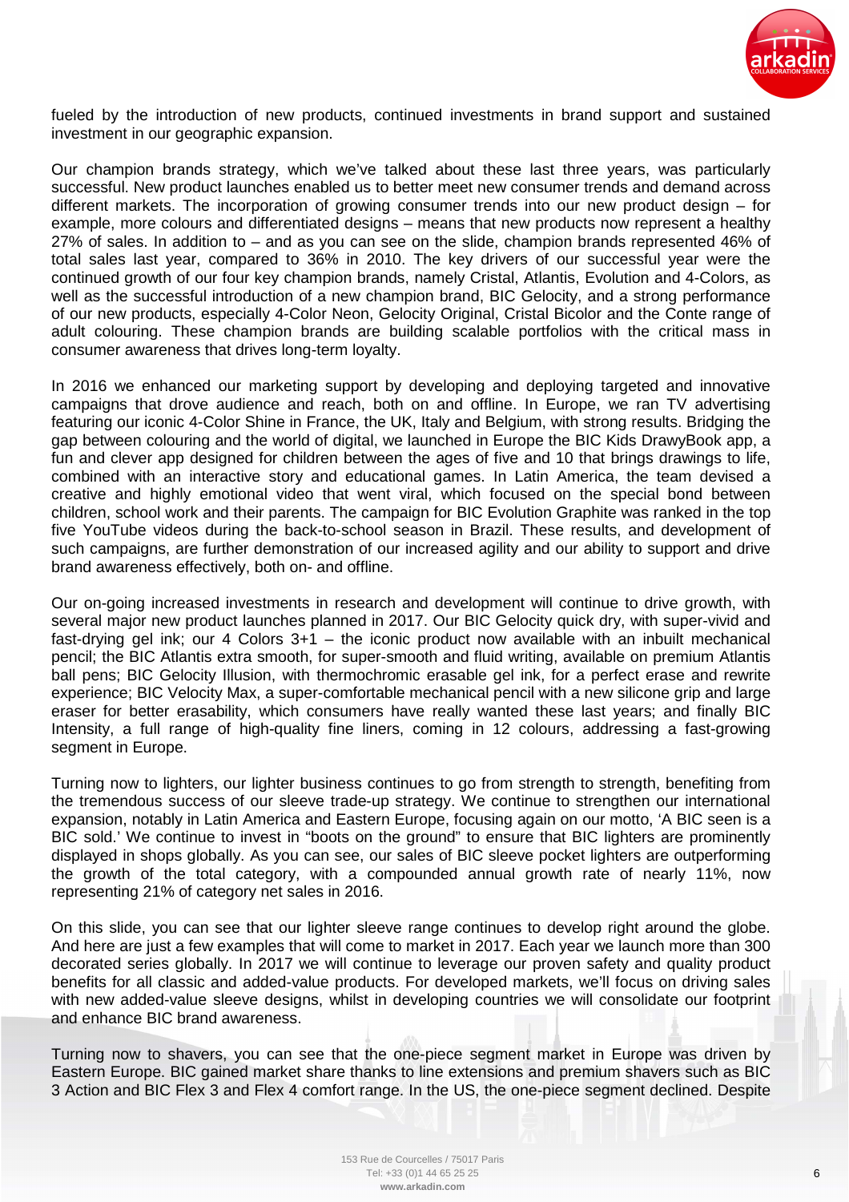fueled by the introduction of new products, continued investments in brand support and sustained investment in our geographic expansion.

Our champion brands strategy, which we've talked about these last three years, was particularly successful. New product launches enabled us to better meet new consumer trends and demand across different markets. The incorporation of growing consumer trends into our new product design – for example, more colours and differentiated designs – means that new products now represent a healthy 27% of sales. In addition to – and as you can see on the slide, champion brands represented 46% of total sales last year, compared to 36% in 2010. The key drivers of our successful year were the continued growth of our four key champion brands, namely Cristal, Atlantis, Evolution and 4-Colors, as well as the successful introduction of a new champion brand, BIC Gelocity, and a strong performance of our new products, especially 4-Color Neon, Gelocity Original, Cristal Bicolor and the Conte range of adult colouring. These champion brands are building scalable portfolios with the critical mass in consumer awareness that drives long-term loyalty.

In 2016 we enhanced our marketing support by developing and deploying targeted and innovative campaigns that drove audience and reach, both on and offline. In Europe, we ran TV advertising featuring our iconic 4-Color Shine in France, the UK, Italy and Belgium, with strong results. Bridging the gap between colouring and the world of digital, we launched in Europe the BIC Kids DrawyBook app, a fun and clever app designed for children between the ages of five and 10 that brings drawings to life, combined with an interactive story and educational games. In Latin America, the team devised a creative and highly emotional video that went viral, which focused on the special bond between children, school work and their parents. The campaign for BIC Evolution Graphite was ranked in the top five YouTube videos during the back-to-school season in Brazil. These results, and development of such campaigns, are further demonstration of our increased agility and our ability to support and drive brand awareness effectively, both on- and offline.

Our on-going increased investments in research and development will continue to drive growth, with several major new product launches planned in 2017. Our BIC Gelocity quick dry, with super-vivid and fast-drying gel ink; our 4 Colors 3+1 – the iconic product now available with an inbuilt mechanical pencil; the BIC Atlantis extra smooth, for super-smooth and fluid writing, available on premium Atlantis ball pens; BIC Gelocity Illusion, with thermochromic erasable gel ink, for a perfect erase and rewrite experience; BIC Velocity Max, a super-comfortable mechanical pencil with a new silicone grip and large eraser for better erasability, which consumers have really wanted these last years; and finally BIC Intensity, a full range of high-quality fine liners, coming in 12 colours, addressing a fast-growing segment in Europe.

Turning now to lighters, our lighter business continues to go from strength to strength, benefiting from the tremendous success of our sleeve trade-up strategy. We continue to strengthen our international expansion, notably in Latin America and Eastern Europe, focusing again on our motto, 'A BIC seen is a BIC sold.' We continue to invest in "boots on the ground" to ensure that BIC lighters are prominently displayed in shops globally. As you can see, our sales of BIC sleeve pocket lighters are outperforming the growth of the total category, with a compounded annual growth rate of nearly 11%, now representing 21% of category net sales in 2016.

On this slide, you can see that our lighter sleeve range continues to develop right around the globe. And here are just a few examples that will come to market in 2017. Each year we launch more than 300 decorated series globally. In 2017 we will continue to leverage our proven safety and quality product benefits for all classic and added-value products. For developed markets, we'll focus on driving sales with new added-value sleeve designs, whilst in developing countries we will consolidate our footprint and enhance BIC brand awareness.

Turning now to shavers, you can see that the one-piece segment market in Europe was driven by Eastern Europe. BIC gained market share thanks to line extensions and premium shavers such as BIC 3 Action and BIC Flex 3 and Flex 4 comfort range. In the US, the one-piece segment declined. Despite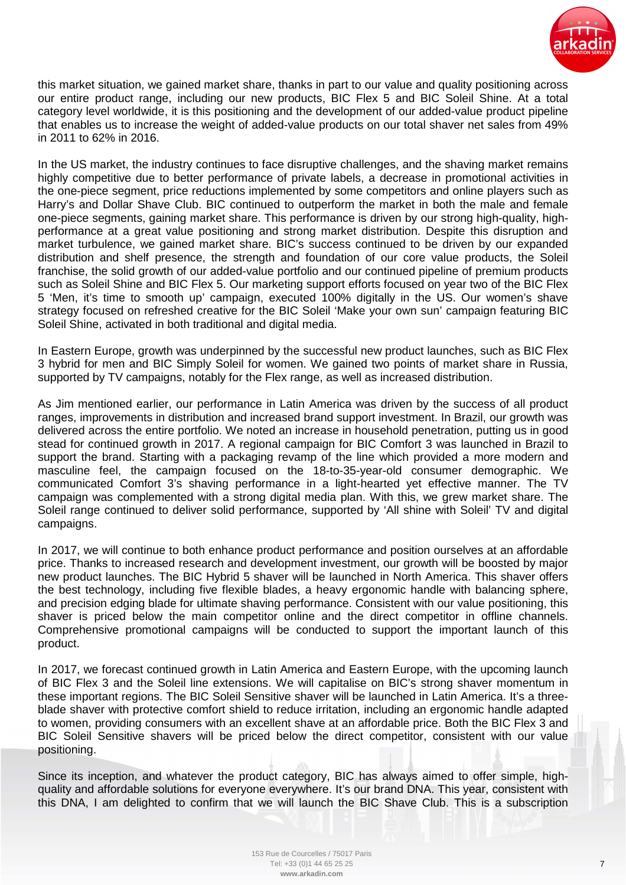this market situation, we gained market share, thanks in part to our value and quality positioning across our entire product range, including our new products, BIC Flex 5 and BIC Soleil Shine. At a total category level worldwide, it is this positioning and the development of our added-value product pipeline that enables us to increase the weight of added-value products on our total shaver net sales from 49% in 2011 to 62% in 2016.

In the US market, the industry continues to face disruptive challenges, and the shaving market remains highly competitive due to better performance of private labels, a decrease in promotional activities in the one-piece segment, price reductions implemented by some competitors and online players such as Harry's and Dollar Shave Club. BIC continued to outperform the market in both the male and female one-piece segments, gaining market share. This performance is driven by our strong high-quality, high-performance at a great value positioning and strong market distribution. Despite this disruption and market turbulence, we gained market share. BIC's success continued to be driven by our expanded distribution and shelf presence, the strength and foundation of our core value products, the Soleil franchise, the solid growth of our added-value portfolio and our continued pipeline of premium products such as Soleil Shine and BIC Flex 5. Our marketing support efforts focused on year two of the BIC Flex 5 'Men, it's time to smooth up' campaign, executed 100% digitally in the US. Our women's shave strategy focused on refreshed creative for the BIC Soleil 'Make your own sun' campaign featuring BIC Soleil Shine, activated in both traditional and digital media.

In Eastern Europe, growth was underpinned by the successful new product launches, such as BIC Flex 3 hybrid for men and BIC Simply Soleil for women. We gained two points of market share in Russia, supported by TV campaigns, notably for the Flex range, as well as increased distribution.

As Jim mentioned earlier, our performance in Latin America was driven by the success of all product ranges, improvements in distribution and increased brand support investment. In Brazil, our growth was delivered across the entire portfolio. We noted an increase in household penetration, putting us in good stead for continued growth in 2017. A regional campaign for BIC Comfort 3 was launched in Brazil to support the brand. Starting with a packaging revamp of the line which provided a more modern and masculine feel, the campaign focused on the 18-to-35-year-old consumer demographic. We communicated Comfort 3's shaving performance in a light-hearted yet effective manner. The TV campaign was complemented with a strong digital media plan. With this, we grew market share. The Soleil range continued to deliver solid performance, supported by 'All shine with Soleil' TV and digital campaigns.

In 2017, we will continue to both enhance product performance and position ourselves at an affordable price. Thanks to increased research and development investment, our growth will be boosted by major new product launches. The BIC Hybrid 5 shaver will be launched in North America. This shaver offers the best technology, including five flexible blades, a heavy ergonomic handle with balancing sphere, and precision edging blade for ultimate shaving performance. Consistent with our value positioning, this shaver is priced below the main competitor online and the direct competitor in offline channels. Comprehensive promotional campaigns will be conducted to support the important launch of this product.

In 2017, we forecast continued growth in Latin America and Eastern Europe, with the upcoming launch of BIC Flex 3 and the Soleil line extensions. We will capitalise on BIC's strong shaver momentum in these important regions. The BIC Soleil Sensitive shaver will be launched in Latin America. It's a three-blade shaver with protective comfort shield to reduce irritation, including an ergonomic handle adapted to women, providing consumers with an excellent shave at an affordable price. Both the BIC Flex 3 and BIC Soleil Sensitive shavers will be priced below the direct competitor, consistent with our value positioning.

Since its inception, and whatever the product category, BIC has always aimed to offer simple, high-quality and affordable solutions for everyone everywhere. It's our brand DNA. This year, consistent with this DNA, I am delighted to confirm that we will launch the BIC Shave Club. This is a subscription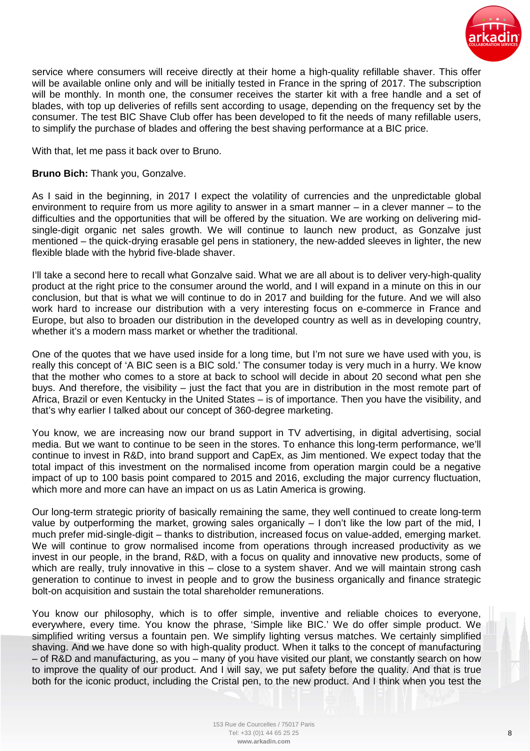service where consumers will receive directly at their home a high-quality refillable shaver. This offer will be available online only and will be initially tested in France in the spring of 2017. The subscription will be monthly. In month one, the consumer receives the starter kit with a free handle and a set of blades, with top up deliveries of refills sent according to usage, depending on the frequency set by the consumer. The test BIC Shave Club offer has been developed to fit the needs of many refillable users, to simplify the purchase of blades and offering the best shaving performance at a BIC price.

With that, let me pass it back over to Bruno.

**Bruno Bich:** Thank you, Gonzalve.

As I said in the beginning, in 2017 I expect the volatility of currencies and the unpredictable global environment to require from us more agility to answer in a smart manner – in a clever manner – to the difficulties and the opportunities that will be offered by the situation. We are working on delivering mid-single-digit organic net sales growth. We will continue to launch new product, as Gonzalve just mentioned – the quick-drying erasable gel pens in stationery, the new-added sleeves in lighter, the new flexible blade with the hybrid five-blade shaver.

I'll take a second here to recall what Gonzalve said. What we are all about is to deliver very-high-quality product at the right price to the consumer around the world, and I will expand in a minute on this in our conclusion, but that is what we will continue to do in 2017 and building for the future. And we will also work hard to increase our distribution with a very interesting focus on e-commerce in France and Europe, but also to broaden our distribution in the developed country as well as in developing country, whether it's a modern mass market or whether the traditional.

One of the quotes that we have used inside for a long time, but I'm not sure we have used with you, is really this concept of 'A BIC seen is a BIC sold.' The consumer today is very much in a hurry. We know that the mother who comes to a store at back to school will decide in about 20 second what pen she buys. And therefore, the visibility – just the fact that you are in distribution in the most remote part of Africa, Brazil or even Kentucky in the United States – is of importance. Then you have the visibility, and that's why earlier I talked about our concept of 360-degree marketing.

You know, we are increasing now our brand support in TV advertising, in digital advertising, social media. But we want to continue to be seen in the stores. To enhance this long-term performance, we'll continue to invest in R&D, into brand support and CapEx, as Jim mentioned. We expect today that the total impact of this investment on the normalised income from operation margin could be a negative impact of up to 100 basis point compared to 2015 and 2016, excluding the major currency fluctuation, which more and more can have an impact on us as Latin America is growing.

Our long-term strategic priority of basically remaining the same, they well continued to create long-term value by outperforming the market, growing sales organically – I don't like the low part of the mid, I much prefer mid-single-digit – thanks to distribution, increased focus on value-added, emerging market. We will continue to grow normalised income from operations through increased productivity as we invest in our people, in the brand, R&D, with a focus on quality and innovative new products, some of which are really, truly innovative in this – close to a system shaver. And we will maintain strong cash generation to continue to invest in people and to grow the business organically and finance strategic bolt-on acquisition and sustain the total shareholder remunerations.

You know our philosophy, which is to offer simple, inventive and reliable choices to everyone, everywhere, every time. You know the phrase, 'Simple like BIC.' We do offer simple product. We simplified writing versus a fountain pen. We simplify lighting versus matches. We certainly simplified shaving. And we have done so with high-quality product. When it talks to the concept of manufacturing – of R&D and manufacturing, as you – many of you have visited our plant, we constantly search on how to improve the quality of our product. And I will say, we put safety before the quality. And that is true both for the iconic product, including the Cristal pen, to the new product. And I think when you test the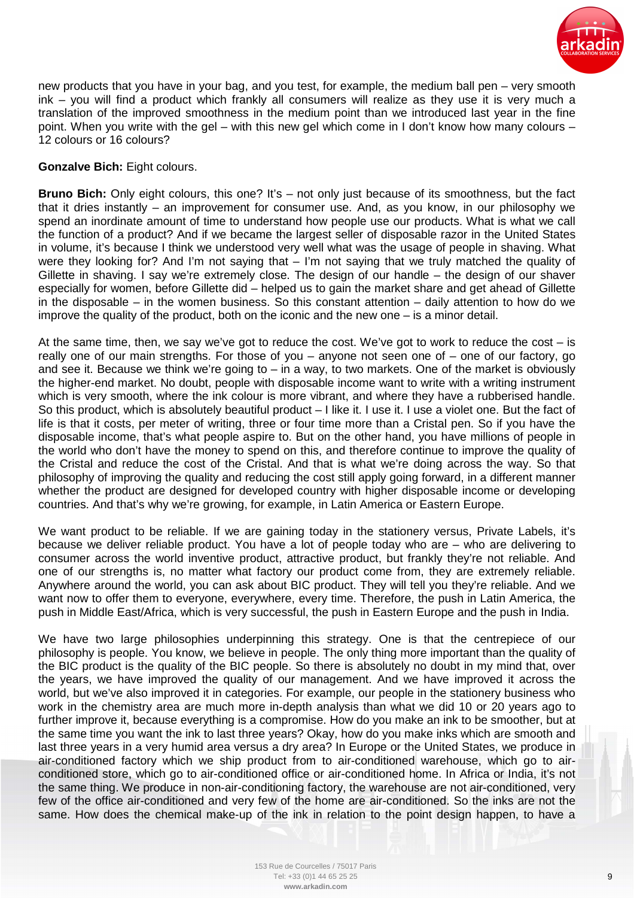new products that you have in your bag, and you test, for example, the medium ball pen – very smooth ink – you will find a product which frankly all consumers will realize as they use it is very much a translation of the improved smoothness in the medium point than we introduced last year in the fine point. When you write with the gel – with this new gel which come in I don't know how many colours – 12 colours or 16 colours?

**Gonzalve Bich:** Eight colours.

**Bruno Bich:** Only eight colours, this one? It's – not only just because of its smoothness, but the fact that it dries instantly – an improvement for consumer use. And, as you know, in our philosophy we spend an inordinate amount of time to understand how people use our products. What is what we call the function of a product? And if we became the largest seller of disposable razor in the United States in volume, it's because I think we understood very well what was the usage of people in shaving. What were they looking for? And I'm not saying that – I'm not saying that we truly matched the quality of Gillette in shaving. I say we're extremely close. The design of our handle – the design of our shaver especially for women, before Gillette did – helped us to gain the market share and get ahead of Gillette in the disposable – in the women business. So this constant attention – daily attention to how do we improve the quality of the product, both on the iconic and the new one – is a minor detail.

At the same time, then, we say we've got to reduce the cost. We've got to work to reduce the cost – is really one of our main strengths. For those of you – anyone not seen one of – one of our factory, go and see it. Because we think we're going to – in a way, to two markets. One of the market is obviously the higher-end market. No doubt, people with disposable income want to write with a writing instrument which is very smooth, where the ink colour is more vibrant, and where they have a rubberised handle. So this product, which is absolutely beautiful product – I like it. I use it. I use a violet one. But the fact of life is that it costs, per meter of writing, three or four time more than a Cristal pen. So if you have the disposable income, that's what people aspire to. But on the other hand, you have millions of people in the world who don't have the money to spend on this, and therefore continue to improve the quality of the Cristal and reduce the cost of the Cristal. And that is what we're doing across the way. So that philosophy of improving the quality and reducing the cost still apply going forward, in a different manner whether the product are designed for developed country with higher disposable income or developing countries. And that's why we're growing, for example, in Latin America or Eastern Europe.

We want product to be reliable. If we are gaining today in the stationery versus, Private Labels, it's because we deliver reliable product. You have a lot of people today who are – who are delivering to consumer across the world inventive product, attractive product, but frankly they're not reliable. And one of our strengths is, no matter what factory our product come from, they are extremely reliable. Anywhere around the world, you can ask about BIC product. They will tell you they're reliable. And we want now to offer them to everyone, everywhere, every time. Therefore, the push in Latin America, the push in Middle East/Africa, which is very successful, the push in Eastern Europe and the push in India.

We have two large philosophies underpinning this strategy. One is that the centrepiece of our philosophy is people. You know, we believe in people. The only thing more important than the quality of the BIC product is the quality of the BIC people. So there is absolutely no doubt in my mind that, over the years, we have improved the quality of our management. And we have improved it across the world, but we've also improved it in categories. For example, our people in the stationery business who work in the chemistry area are much more in-depth analysis than what we did 10 or 20 years ago to further improve it, because everything is a compromise. How do you make an ink to be smoother, but at the same time you want the ink to last three years? Okay, how do you make inks which are smooth and last three years in a very humid area versus a dry area? In Europe or the United States, we produce in air-conditioned factory which we ship product from to air-conditioned warehouse, which go to air-conditioned store, which go to air-conditioned office or air-conditioned home. In Africa or India, it's not the same thing. We produce in non-air-conditioning factory, the warehouse are not air-conditioned, very few of the office air-conditioned and very few of the home are air-conditioned. So the inks are not the same. How does the chemical make-up of the ink in relation to the point design happen, to have a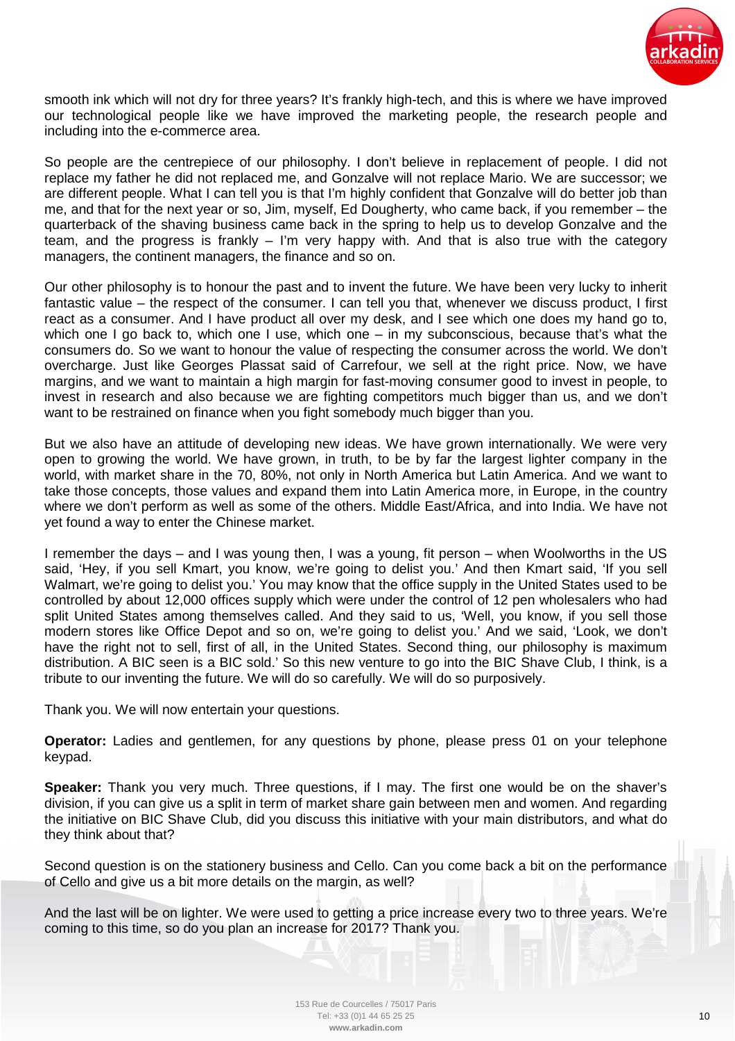smooth ink which will not dry for three years? It's frankly high-tech, and this is where we have improved our technological people like we have improved the marketing people, the research people and including into the e-commerce area.

So people are the centrepiece of our philosophy. I don't believe in replacement of people. I did not replace my father he did not replaced me, and Gonzalve will not replace Mario. We are successor; we are different people. What I can tell you is that I'm highly confident that Gonzalve will do better job than me, and that for the next year or so, Jim, myself, Ed Dougherty, who came back, if you remember – the quarterback of the shaving business came back in the spring to help us to develop Gonzalve and the team, and the progress is frankly – I'm very happy with. And that is also true with the category managers, the continent managers, the finance and so on.

Our other philosophy is to honour the past and to invent the future. We have been very lucky to inherit fantastic value – the respect of the consumer. I can tell you that, whenever we discuss product, I first react as a consumer. And I have product all over my desk, and I see which one does my hand go to, which one I go back to, which one I use, which one – in my subconscious, because that's what the consumers do. So we want to honour the value of respecting the consumer across the world. We don't overcharge. Just like Georges Plassat said of Carrefour, we sell at the right price. Now, we have margins, and we want to maintain a high margin for fast-moving consumer good to invest in people, to invest in research and also because we are fighting competitors much bigger than us, and we don't want to be restrained on finance when you fight somebody much bigger than you.

But we also have an attitude of developing new ideas. We have grown internationally. We were very open to growing the world. We have grown, in truth, to be by far the largest lighter company in the world, with market share in the 70, 80%, not only in North America but Latin America. And we want to take those concepts, those values and expand them into Latin America more, in Europe, in the country where we don't perform as well as some of the others. Middle East/Africa, and into India. We have not yet found a way to enter the Chinese market.

I remember the days – and I was young then, I was a young, fit person – when Woolworths in the US said, 'Hey, if you sell Kmart, you know, we're going to delist you.' And then Kmart said, 'If you sell Walmart, we're going to delist you.' You may know that the office supply in the United States used to be controlled by about 12,000 offices supply which were under the control of 12 pen wholesalers who had split United States among themselves called. And they said to us, 'Well, you know, if you sell those modern stores like Office Depot and so on, we're going to delist you.' And we said, 'Look, we don't have the right not to sell, first of all, in the United States. Second thing, our philosophy is maximum distribution. A BIC seen is a BIC sold.' So this new venture to go into the BIC Shave Club, I think, is a tribute to our inventing the future. We will do so carefully. We will do so purposively.

Thank you. We will now entertain your questions.

**Operator:** Ladies and gentlemen, for any questions by phone, please press 01 on your telephone keypad.

**Speaker:** Thank you very much. Three questions, if I may. The first one would be on the shaver's division, if you can give us a split in term of market share gain between men and women. And regarding the initiative on BIC Shave Club, did you discuss this initiative with your main distributors, and what do they think about that?

Second question is on the stationery business and Cello. Can you come back a bit on the performance of Cello and give us a bit more details on the margin, as well?

And the last will be on lighter. We were used to getting a price increase every two to three years. We're coming to this time, so do you plan an increase for 2017? Thank you.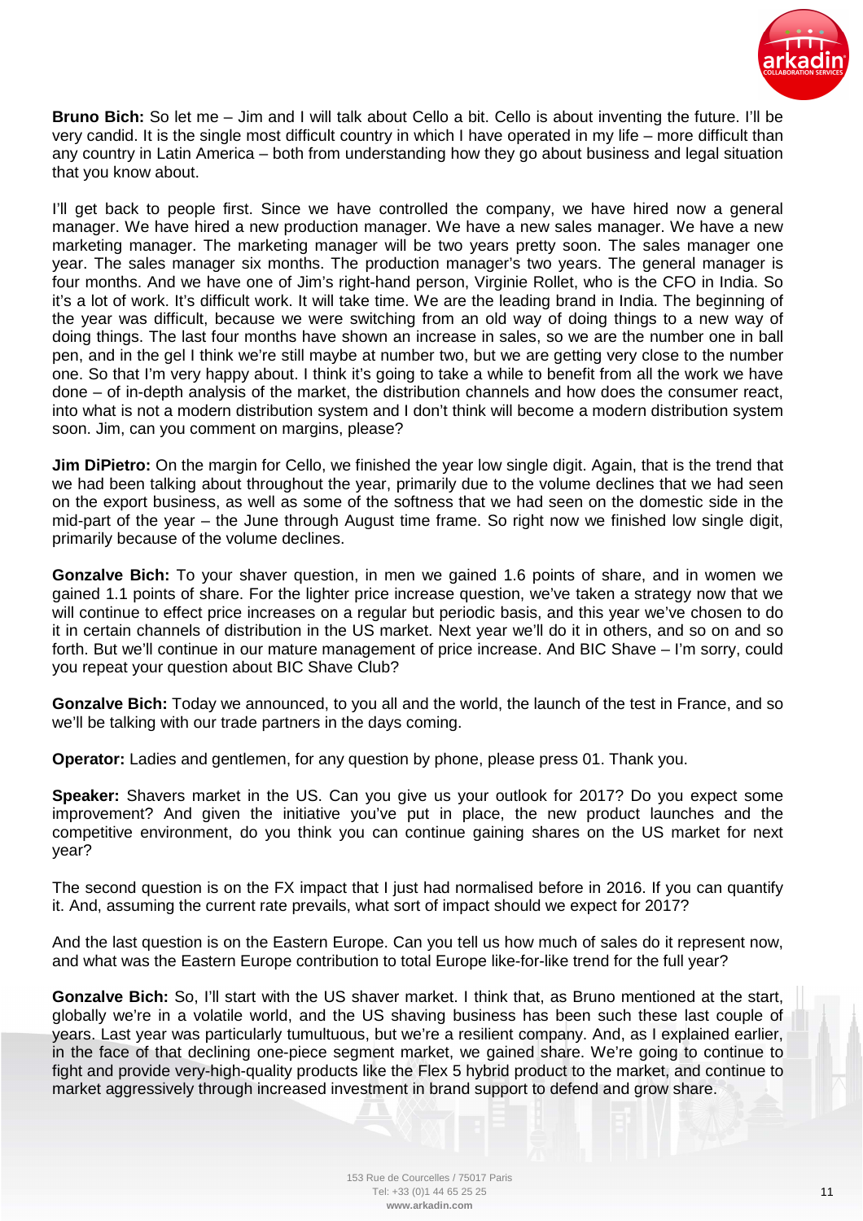**Bruno Bich:** So let me – Jim and I will talk about Cello a bit. Cello is about inventing the future. I'll be very candid. It is the single most difficult country in which I have operated in my life – more difficult than any country in Latin America – both from understanding how they go about business and legal situation that you know about.

I'll get back to people first. Since we have controlled the company, we have hired now a general manager. We have hired a new production manager. We have a new sales manager. We have a new marketing manager. The marketing manager will be two years pretty soon. The sales manager one year. The sales manager six months. The production manager's two years. The general manager is four months. And we have one of Jim's right-hand person, Virginie Rollet, who is the CFO in India. So it's a lot of work. It's difficult work. It will take time. We are the leading brand in India. The beginning of the year was difficult, because we were switching from an old way of doing things to a new way of doing things. The last four months have shown an increase in sales, so we are the number one in ball pen, and in the gel I think we're still maybe at number two, but we are getting very close to the number one. So that I'm very happy about. I think it's going to take a while to benefit from all the work we have done – of in-depth analysis of the market, the distribution channels and how does the consumer react, into what is not a modern distribution system and I don't think will become a modern distribution system soon. Jim, can you comment on margins, please?

**Jim DiPietro:** On the margin for Cello, we finished the year low single digit. Again, that is the trend that we had been talking about throughout the year, primarily due to the volume declines that we had seen on the export business, as well as some of the softness that we had seen on the domestic side in the mid-part of the year – the June through August time frame. So right now we finished low single digit, primarily because of the volume declines.

**Gonzalve Bich:** To your shaver question, in men we gained 1.6 points of share, and in women we gained 1.1 points of share. For the lighter price increase question, we've taken a strategy now that we will continue to effect price increases on a regular but periodic basis, and this year we've chosen to do it in certain channels of distribution in the US market. Next year we'll do it in others, and so on and so forth. But we'll continue in our mature management of price increase. And BIC Shave – I'm sorry, could you repeat your question about BIC Shave Club?

**Gonzalve Bich:** Today we announced, to you all and the world, the launch of the test in France, and so we'll be talking with our trade partners in the days coming.

**Operator:** Ladies and gentlemen, for any question by phone, please press 01. Thank you.

**Speaker:** Shavers market in the US. Can you give us your outlook for 2017? Do you expect some improvement? And given the initiative you've put in place, the new product launches and the competitive environment, do you think you can continue gaining shares on the US market for next year?

The second question is on the FX impact that I just had normalised before in 2016. If you can quantify it. And, assuming the current rate prevails, what sort of impact should we expect for 2017?

And the last question is on the Eastern Europe. Can you tell us how much of sales do it represent now, and what was the Eastern Europe contribution to total Europe like-for-like trend for the full year?

**Gonzalve Bich:** So, I'll start with the US shaver market. I think that, as Bruno mentioned at the start, globally we're in a volatile world, and the US shaving business has been such these last couple of years. Last year was particularly tumultuous, but we're a resilient company. And, as I explained earlier, in the face of that declining one-piece segment market, we gained share. We're going to continue to fight and provide very-high-quality products like the Flex 5 hybrid product to the market, and continue to market aggressively through increased investment in brand support to defend and grow share.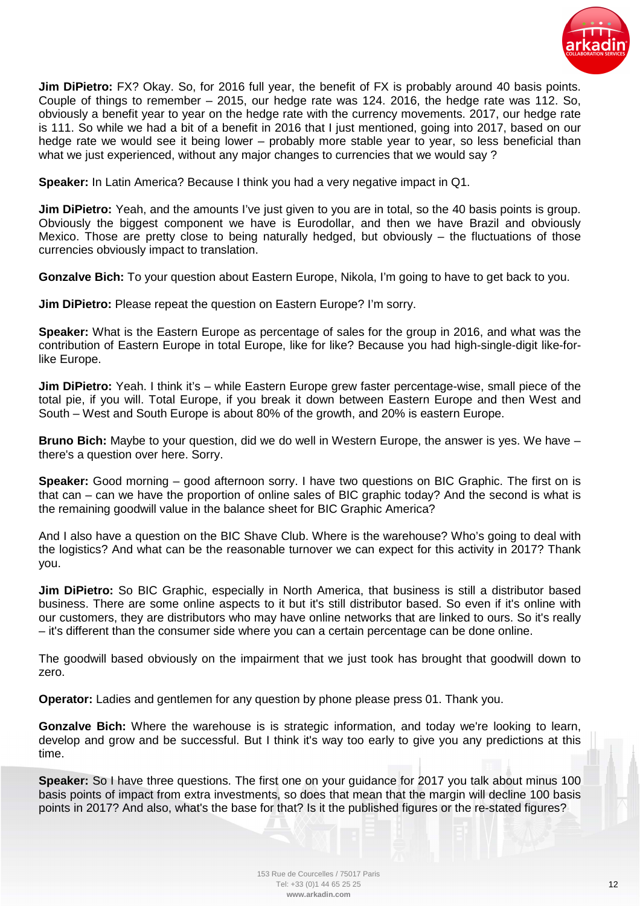**Jim DiPietro:** FX? Okay. So, for 2016 full year, the benefit of FX is probably around 40 basis points. Couple of things to remember – 2015, our hedge rate was 124. 2016, the hedge rate was 112. So, obviously a benefit year to year on the hedge rate with the currency movements. 2017, our hedge rate is 111. So while we had a bit of a benefit in 2016 that I just mentioned, going into 2017, based on our hedge rate we would see it being lower – probably more stable year to year, so less beneficial than what we just experienced, without any major changes to currencies that we would say ?

**Speaker:** In Latin America? Because I think you had a very negative impact in Q1.

**Jim DiPietro:** Yeah, and the amounts I've just given to you are in total, so the 40 basis points is group. Obviously the biggest component we have is Eurodollar, and then we have Brazil and obviously Mexico. Those are pretty close to being naturally hedged, but obviously – the fluctuations of those currencies obviously impact to translation.

**Gonzalve Bich:** To your question about Eastern Europe, Nikola, I'm going to have to get back to you.

**Jim DiPietro:** Please repeat the question on Eastern Europe? I'm sorry.

**Speaker:** What is the Eastern Europe as percentage of sales for the group in 2016, and what was the contribution of Eastern Europe in total Europe, like for like? Because you had high-single-digit like-for-like Europe.

**Jim DiPietro:** Yeah. I think it's – while Eastern Europe grew faster percentage-wise, small piece of the total pie, if you will. Total Europe, if you break it down between Eastern Europe and then West and South – West and South Europe is about 80% of the growth, and 20% is eastern Europe.

**Bruno Bich:** Maybe to your question, did we do well in Western Europe, the answer is yes. We have – there's a question over here. Sorry.

**Speaker:** Good morning – good afternoon sorry. I have two questions on BIC Graphic. The first on is that can – can we have the proportion of online sales of BIC graphic today? And the second is what is the remaining goodwill value in the balance sheet for BIC Graphic America?

And I also have a question on the BIC Shave Club. Where is the warehouse? Who's going to deal with the logistics? And what can be the reasonable turnover we can expect for this activity in 2017? Thank you.

**Jim DiPietro:** So BIC Graphic, especially in North America, that business is still a distributor based business. There are some online aspects to it but it's still distributor based. So even if it's online with our customers, they are distributors who may have online networks that are linked to ours. So it's really – it's different than the consumer side where you can a certain percentage can be done online.

The goodwill based obviously on the impairment that we just took has brought that goodwill down to zero.

**Operator:** Ladies and gentlemen for any question by phone please press 01. Thank you.

**Gonzalve Bich:** Where the warehouse is is strategic information, and today we're looking to learn, develop and grow and be successful. But I think it's way too early to give you any predictions at this time.

**Speaker:** So I have three questions. The first one on your guidance for 2017 you talk about minus 100 basis points of impact from extra investments, so does that mean that the margin will decline 100 basis points in 2017? And also, what's the base for that? Is it the published figures or the re-stated figures?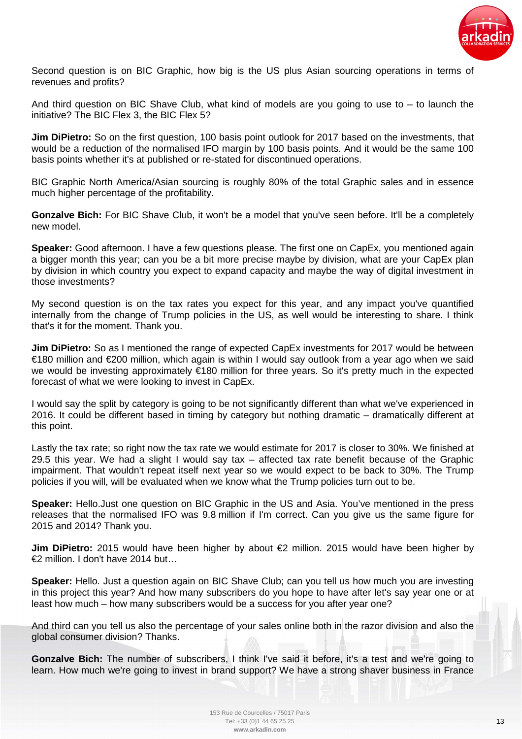Second question is on BIC Graphic, how big is the US plus Asian sourcing operations in terms of revenues and profits?

And third question on BIC Shave Club, what kind of models are you going to use to – to launch the initiative? The BIC Flex 3, the BIC Flex 5?

**Jim DiPietro:** So on the first question, 100 basis point outlook for 2017 based on the investments, that would be a reduction of the normalised IFO margin by 100 basis points. And it would be the same 100 basis points whether it's at published or re-stated for discontinued operations.

BIC Graphic North America/Asian sourcing is roughly 80% of the total Graphic sales and in essence much higher percentage of the profitability.

**Gonzalve Bich:** For BIC Shave Club, it won't be a model that you've seen before. It'll be a completely new model.

**Speaker:** Good afternoon. I have a few questions please. The first one on CapEx, you mentioned again a bigger month this year; can you be a bit more precise maybe by division, what are your CapEx plan by division in which country you expect to expand capacity and maybe the way of digital investment in those investments?

My second question is on the tax rates you expect for this year, and any impact you've quantified internally from the change of Trump policies in the US, as well would be interesting to share. I think that's it for the moment. Thank you.

**Jim DiPietro:** So as I mentioned the range of expected CapEx investments for 2017 would be between €180 million and €200 million, which again is within I would say outlook from a year ago when we said we would be investing approximately €180 million for three years. So it's pretty much in the expected forecast of what we were looking to invest in CapEx.

I would say the split by category is going to be not significantly different than what we've experienced in 2016. It could be different based in timing by category but nothing dramatic – dramatically different at this point.

Lastly the tax rate; so right now the tax rate we would estimate for 2017 is closer to 30%. We finished at 29.5 this year. We had a slight I would say tax – affected tax rate benefit because of the Graphic impairment. That wouldn't repeat itself next year so we would expect to be back to 30%. The Trump policies if you will, will be evaluated when we know what the Trump policies turn out to be.

**Speaker:** Hello.Just one question on BIC Graphic in the US and Asia. You've mentioned in the press releases that the normalised IFO was 9.8 million if I'm correct. Can you give us the same figure for 2015 and 2014? Thank you.

**Jim DiPietro:** 2015 would have been higher by about €2 million. 2015 would have been higher by €2 million. I don't have 2014 but…

**Speaker:** Hello. Just a question again on BIC Shave Club; can you tell us how much you are investing in this project this year? And how many subscribers do you hope to have after let's say year one or at least how much – how many subscribers would be a success for you after year one?

And third can you tell us also the percentage of your sales online both in the razor division and also the global consumer division? Thanks.

**Gonzalve Bich:** The number of subscribers, I think I've said it before, it's a test and we're going to learn. How much we're going to invest in brand support? We have a strong shaver business in France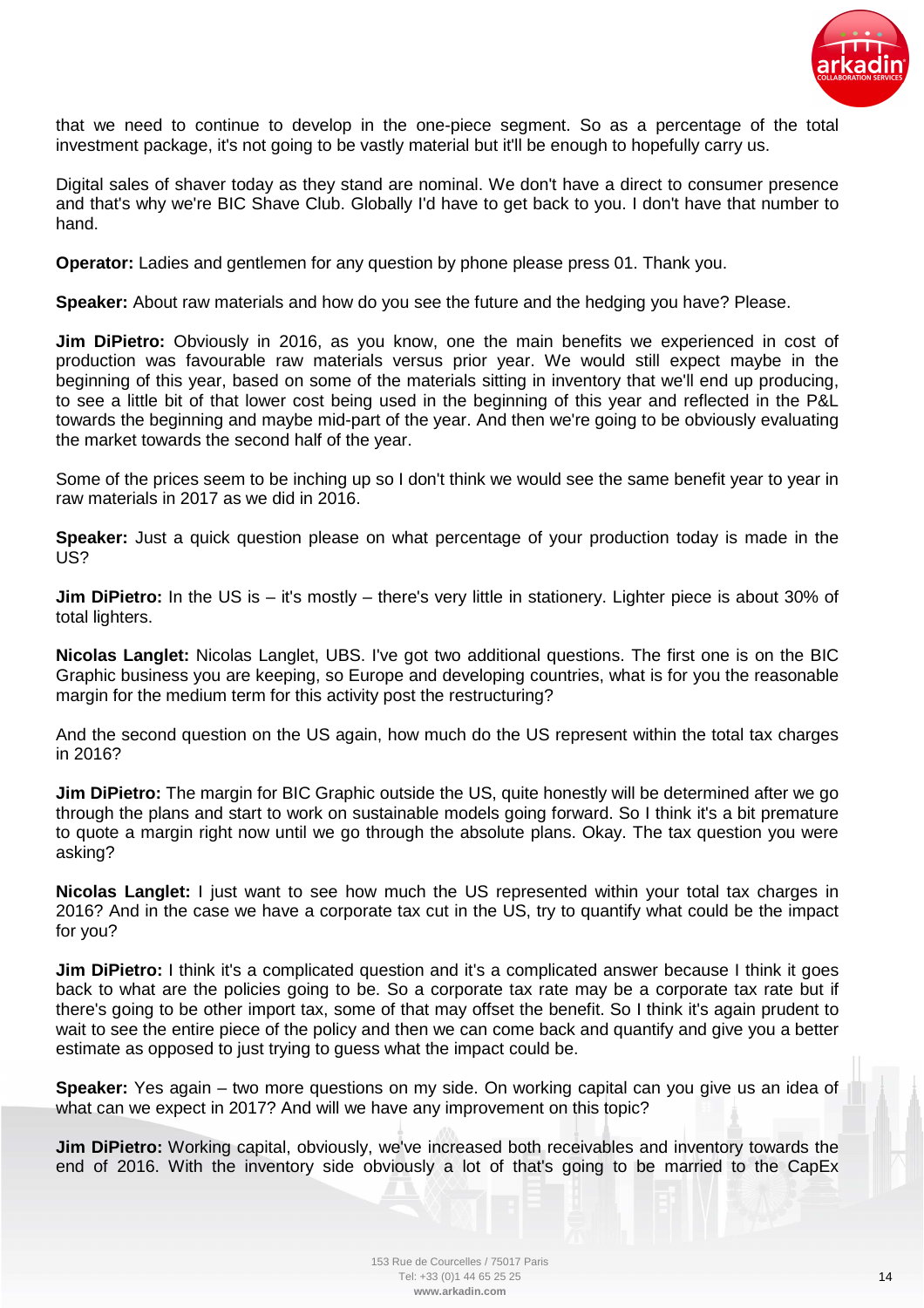that we need to continue to develop in the one-piece segment. So as a percentage of the total investment package, it's not going to be vastly material but it'll be enough to hopefully carry us.

Digital sales of shaver today as they stand are nominal. We don't have a direct to consumer presence and that's why we're BIC Shave Club. Globally I'd have to get back to you. I don't have that number to hand.

**Operator:** Ladies and gentlemen for any question by phone please press 01. Thank you.

**Speaker:** About raw materials and how do you see the future and the hedging you have? Please.

**Jim DiPietro:** Obviously in 2016, as you know, one the main benefits we experienced in cost of production was favourable raw materials versus prior year. We would still expect maybe in the beginning of this year, based on some of the materials sitting in inventory that we'll end up producing, to see a little bit of that lower cost being used in the beginning of this year and reflected in the P&L towards the beginning and maybe mid-part of the year. And then we're going to be obviously evaluating the market towards the second half of the year.

Some of the prices seem to be inching up so I don't think we would see the same benefit year to year in raw materials in 2017 as we did in 2016.

**Speaker:** Just a quick question please on what percentage of your production today is made in the US?

**Jim DiPietro:** In the US is – it's mostly – there's very little in stationery. Lighter piece is about 30% of total lighters.

**Nicolas Langlet:** Nicolas Langlet, UBS. I've got two additional questions. The first one is on the BIC Graphic business you are keeping, so Europe and developing countries, what is for you the reasonable margin for the medium term for this activity post the restructuring?

And the second question on the US again, how much do the US represent within the total tax charges in 2016?

**Jim DiPietro:** The margin for BIC Graphic outside the US, quite honestly will be determined after we go through the plans and start to work on sustainable models going forward. So I think it's a bit premature to quote a margin right now until we go through the absolute plans. Okay. The tax question you were asking?

**Nicolas Langlet:** I just want to see how much the US represented within your total tax charges in 2016? And in the case we have a corporate tax cut in the US, try to quantify what could be the impact for you?

**Jim DiPietro:** I think it's a complicated question and it's a complicated answer because I think it goes back to what are the policies going to be. So a corporate tax rate may be a corporate tax rate but if there's going to be other import tax, some of that may offset the benefit. So I think it's again prudent to wait to see the entire piece of the policy and then we can come back and quantify and give you a better estimate as opposed to just trying to guess what the impact could be.

**Speaker:** Yes again – two more questions on my side. On working capital can you give us an idea of what can we expect in 2017? And will we have any improvement on this topic?

**Jim DiPietro:** Working capital, obviously, we've increased both receivables and inventory towards the end of 2016. With the inventory side obviously a lot of that's going to be married to the CapEx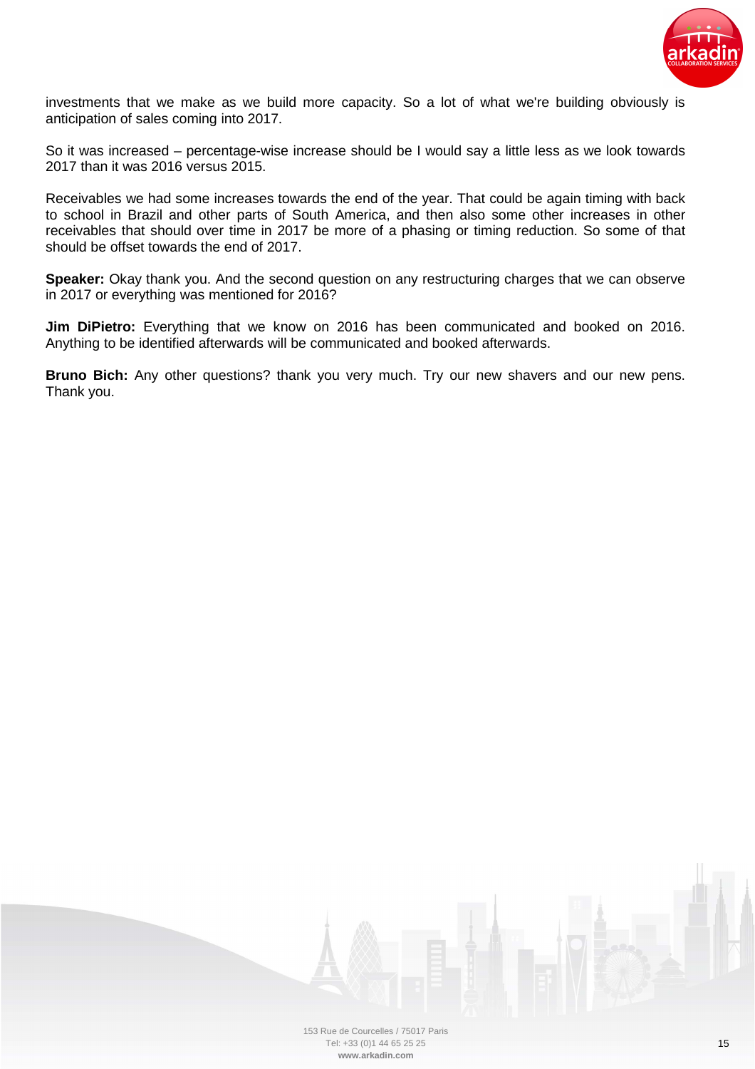investments that we make as we build more capacity. So a lot of what we're building obviously is anticipation of sales coming into 2017.

So it was increased – percentage-wise increase should be I would say a little less as we look towards 2017 than it was 2016 versus 2015.

Receivables we had some increases towards the end of the year. That could be again timing with back to school in Brazil and other parts of South America, and then also some other increases in other receivables that should over time in 2017 be more of a phasing or timing reduction. So some of that should be offset towards the end of 2017.

**Speaker:** Okay thank you. And the second question on any restructuring charges that we can observe in 2017 or everything was mentioned for 2016?

**Jim DiPietro:** Everything that we know on 2016 has been communicated and booked on 2016. Anything to be identified afterwards will be communicated and booked afterwards.

**Bruno Bich:** Any other questions? thank you very much. Try our new shavers and our new pens. Thank you.